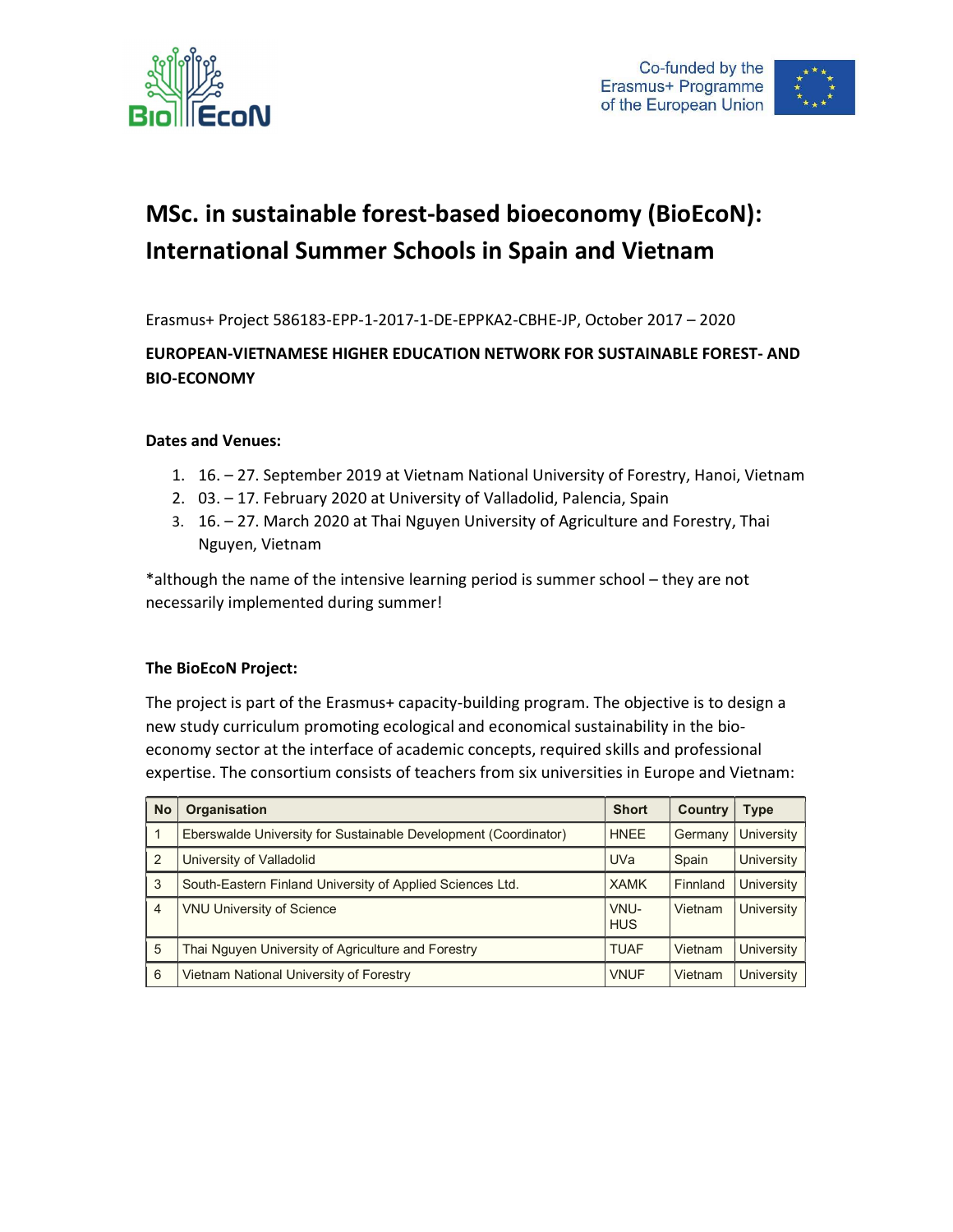# MSc. in sustainable forest-based bioeconomy (BioEcoN): International Summer Schools in Spain and Vietnam

Erasmus+ Project 586183-EPP-1-2017-1-DE-EPPKA2-CBHE-JP, October 2017 – 2020

**EUROPEAN-VIETNAMESE HIGHER EDUCATION NETWORK FOR SUSTAINABLE FOREST- AND BIO-ECONOMY**

**Dates and Venues:**

1. 16. – 27. September 2019 at Vietnam National University of Forestry, Hanoi, Vietnam
2. 03. – 17. February 2020 at University of Valladolid, Palencia, Spain
3. 16. – 27. March 2020 at Thai Nguyen University of Agriculture and Forestry, Thai Nguyen, Vietnam

*although the name of the intensive learning period is summer school – they are not necessarily implemented during summer!

**The BioEcoN Project:**

The project is part of the Erasmus+ capacity-building program. The objective is to design a new study curriculum promoting ecological and economical sustainability in the bio-economy sector at the interface of academic concepts, required skills and professional expertise. The consortium consists of teachers from six universities in Europe and Vietnam:

| No | Organisation | Short | Country | Type |
|---|---|---|---|---|
| 1 | Eberswalde University for Sustainable Development (Coordinator) | HNEE | Germany | University |
| 2 | University of Valladolid | UVa | Spain | University |
| 3 | South-Eastern Finland University of Applied Sciences Ltd. | XAMK | Finnland | University |
| 4 | VNU University of Science | VNU-HUS | Vietnam | University |
| 5 | Thai Nguyen University of Agriculture and Forestry | TUAF | Vietnam | University |
| 6 | Vietnam National University of Forestry | VNUF | Vietnam | University |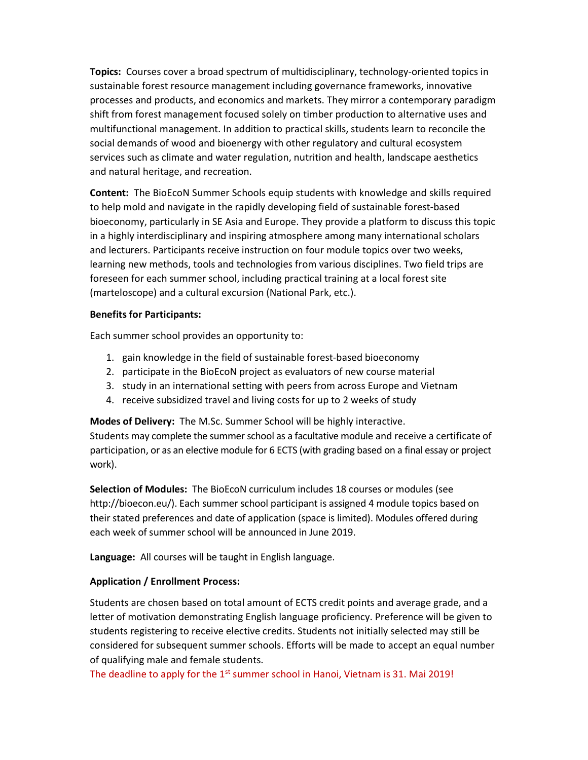**Topics:** Courses cover a broad spectrum of multidisciplinary, technology-oriented topics in sustainable forest resource management including governance frameworks, innovative processes and products, and economics and markets. They mirror a contemporary paradigm shift from forest management focused solely on timber production to alternative uses and multifunctional management. In addition to practical skills, students learn to reconcile the social demands of wood and bioenergy with other regulatory and cultural ecosystem services such as climate and water regulation, nutrition and health, landscape aesthetics and natural heritage, and recreation.

**Content:** The BioEcoN Summer Schools equip students with knowledge and skills required to help mold and navigate in the rapidly developing field of sustainable forest-based bioeconomy, particularly in SE Asia and Europe. They provide a platform to discuss this topic in a highly interdisciplinary and inspiring atmosphere among many international scholars and lecturers. Participants receive instruction on four module topics over two weeks, learning new methods, tools and technologies from various disciplines. Two field trips are foreseen for each summer school, including practical training at a local forest site (marteloscope) and a cultural excursion (National Park, etc.).

**Benefits for Participants:**

Each summer school provides an opportunity to:

1. gain knowledge in the field of sustainable forest-based bioeconomy
2. participate in the BioEcoN project as evaluators of new course material
3. study in an international setting with peers from across Europe and Vietnam
4. receive subsidized travel and living costs for up to 2 weeks of study

**Modes of Delivery:** The M.Sc. Summer School will be highly interactive.
Students may complete the summer school as a facultative module and receive a certificate of participation, or as an elective module for 6 ECTS (with grading based on a final essay or project work).

**Selection of Modules:** The BioEcoN curriculum includes 18 courses or modules (see http://bioecon.eu/). Each summer school participant is assigned 4 module topics based on their stated preferences and date of application (space is limited). Modules offered during each week of summer school will be announced in June 2019.

**Language:** All courses will be taught in English language.

**Application / Enrollment Process:**

Students are chosen based on total amount of ECTS credit points and average grade, and a letter of motivation demonstrating English language proficiency. Preference will be given to students registering to receive elective credits. Students not initially selected may still be considered for subsequent summer schools. Efforts will be made to accept an equal number of qualifying male and female students.
The deadline to apply for the 1st summer school in Hanoi, Vietnam is 31. Mai 2019!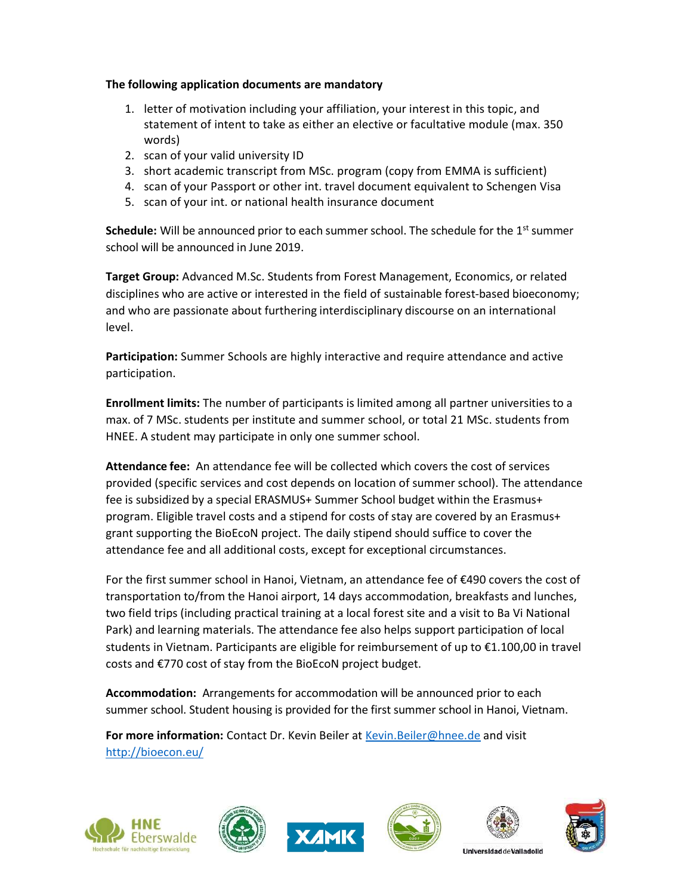**The following application documents are mandatory**

1. letter of motivation including your affiliation, your interest in this topic, and statement of intent to take as either an elective or facultative module (max. 350 words)
2. scan of your valid university ID
3. short academic transcript from MSc. program (copy from EMMA is sufficient)
4. scan of your Passport or other int. travel document equivalent to Schengen Visa
5. scan of your int. or national health insurance document

**Schedule:** Will be announced prior to each summer school. The schedule for the 1st summer school will be announced in June 2019.

**Target Group:** Advanced M.Sc. Students from Forest Management, Economics, or related disciplines who are active or interested in the field of sustainable forest-based bioeconomy; and who are passionate about furthering interdisciplinary discourse on an international level.

**Participation:** Summer Schools are highly interactive and require attendance and active participation.

**Enrollment limits:** The number of participants is limited among all partner universities to a max. of 7 MSc. students per institute and summer school, or total 21 MSc. students from HNEE. A student may participate in only one summer school.

**Attendance fee:** An attendance fee will be collected which covers the cost of services provided (specific services and cost depends on location of summer school). The attendance fee is subsidized by a special ERASMUS+ Summer School budget within the Erasmus+ program. Eligible travel costs and a stipend for costs of stay are covered by an Erasmus+ grant supporting the BioEcoN project. The daily stipend should suffice to cover the attendance fee and all additional costs, except for exceptional circumstances.

For the first summer school in Hanoi, Vietnam, an attendance fee of €490 covers the cost of transportation to/from the Hanoi airport, 14 days accommodation, breakfasts and lunches, two field trips (including practical training at a local forest site and a visit to Ba Vi National Park) and learning materials. The attendance fee also helps support participation of local students in Vietnam. Participants are eligible for reimbursement of up to €1.100,00 in travel costs and €770 cost of stay from the BioEcoN project budget.

**Accommodation:** Arrangements for accommodation will be announced prior to each summer school. Student housing is provided for the first summer school in Hanoi, Vietnam.

**For more information:** Contact Dr. Kevin Beiler at Kevin.Beiler@hnee.de and visit http://bioecon.eu/

HNE Eberswalde Hochschule für nachhaltige Entwicklung

XAMK

Universidad de Valladolid